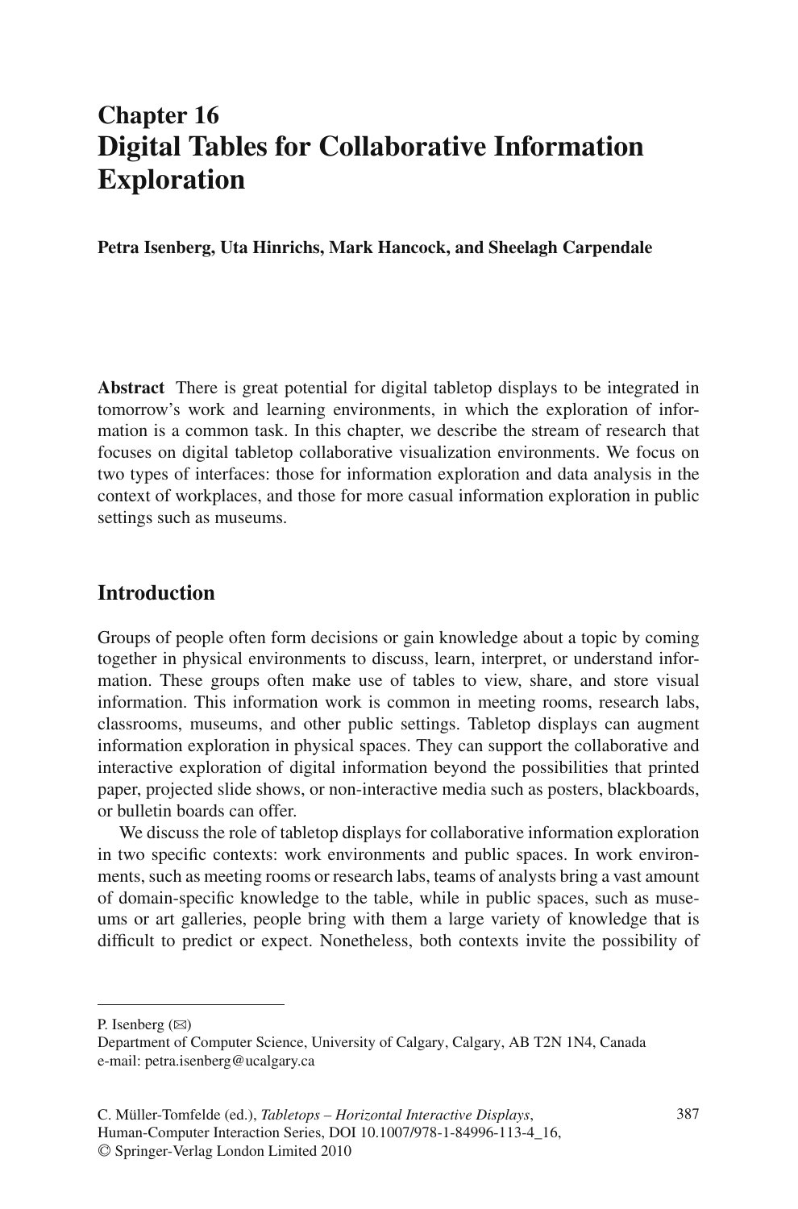# Chapter 16
# Digital Tables for Collaborative Information Exploration

**Petra Isenberg, Uta Hinrichs, Mark Hancock, and Sheelagh Carpendale**

**Abstract** There is great potential for digital tabletop displays to be integrated in tomorrow's work and learning environments, in which the exploration of information is a common task. In this chapter, we describe the stream of research that focuses on digital tabletop collaborative visualization environments. We focus on two types of interfaces: those for information exploration and data analysis in the context of workplaces, and those for more casual information exploration in public settings such as museums.

## Introduction

Groups of people often form decisions or gain knowledge about a topic by coming together in physical environments to discuss, learn, interpret, or understand information. These groups often make use of tables to view, share, and store visual information. This information work is common in meeting rooms, research labs, classrooms, museums, and other public settings. Tabletop displays can augment information exploration in physical spaces. They can support the collaborative and interactive exploration of digital information beyond the possibilities that printed paper, projected slide shows, or non-interactive media such as posters, blackboards, or bulletin boards can offer.

We discuss the role of tabletop displays for collaborative information exploration in two specific contexts: work environments and public spaces. In work environments, such as meeting rooms or research labs, teams of analysts bring a vast amount of domain-specific knowledge to the table, while in public spaces, such as museums or art galleries, people bring with them a large variety of knowledge that is difficult to predict or expect. Nonetheless, both contexts invite the possibility of

---

P. Isenberg (✉)
Department of Computer Science, University of Calgary, Calgary, AB T2N 1N4, Canada
e-mail: petra.isenberg@ucalgary.ca

C. Müller-Tomfelde (ed.), *Tabletops – Horizontal Interactive Displays*, Human-Computer Interaction Series, DOI 10.1007/978-1-84996-113-4_16, © Springer-Verlag London Limited 2010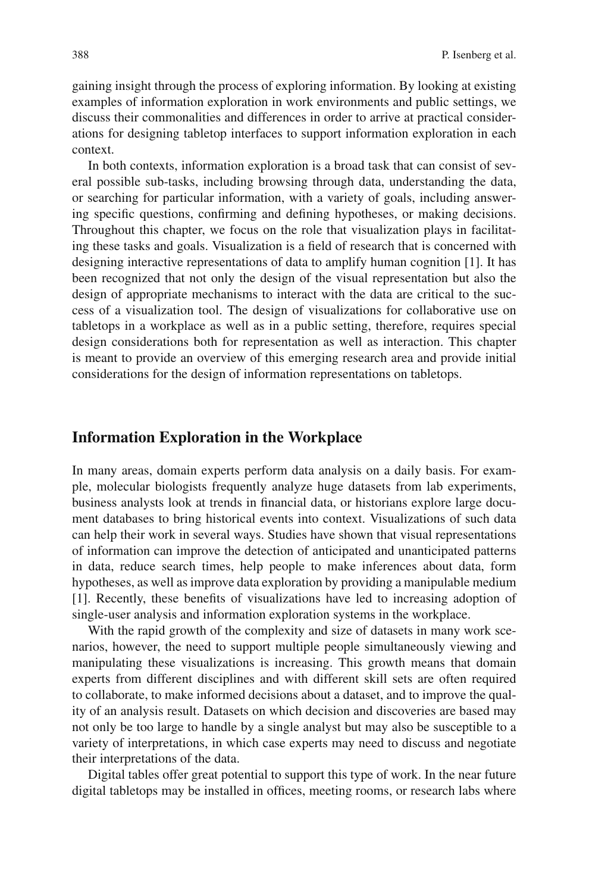gaining insight through the process of exploring information. By looking at existing examples of information exploration in work environments and public settings, we discuss their commonalities and differences in order to arrive at practical considerations for designing tabletop interfaces to support information exploration in each context.

In both contexts, information exploration is a broad task that can consist of several possible sub-tasks, including browsing through data, understanding the data, or searching for particular information, with a variety of goals, including answering specific questions, confirming and defining hypotheses, or making decisions. Throughout this chapter, we focus on the role that visualization plays in facilitating these tasks and goals. Visualization is a field of research that is concerned with designing interactive representations of data to amplify human cognition [1]. It has been recognized that not only the design of the visual representation but also the design of appropriate mechanisms to interact with the data are critical to the success of a visualization tool. The design of visualizations for collaborative use on tabletops in a workplace as well as in a public setting, therefore, requires special design considerations both for representation as well as interaction. This chapter is meant to provide an overview of this emerging research area and provide initial considerations for the design of information representations on tabletops.

## Information Exploration in the Workplace

In many areas, domain experts perform data analysis on a daily basis. For example, molecular biologists frequently analyze huge datasets from lab experiments, business analysts look at trends in financial data, or historians explore large document databases to bring historical events into context. Visualizations of such data can help their work in several ways. Studies have shown that visual representations of information can improve the detection of anticipated and unanticipated patterns in data, reduce search times, help people to make inferences about data, form hypotheses, as well as improve data exploration by providing a manipulable medium [1]. Recently, these benefits of visualizations have led to increasing adoption of single-user analysis and information exploration systems in the workplace.

With the rapid growth of the complexity and size of datasets in many work scenarios, however, the need to support multiple people simultaneously viewing and manipulating these visualizations is increasing. This growth means that domain experts from different disciplines and with different skill sets are often required to collaborate, to make informed decisions about a dataset, and to improve the quality of an analysis result. Datasets on which decision and discoveries are based may not only be too large to handle by a single analyst but may also be susceptible to a variety of interpretations, in which case experts may need to discuss and negotiate their interpretations of the data.

Digital tables offer great potential to support this type of work. In the near future digital tabletops may be installed in offices, meeting rooms, or research labs where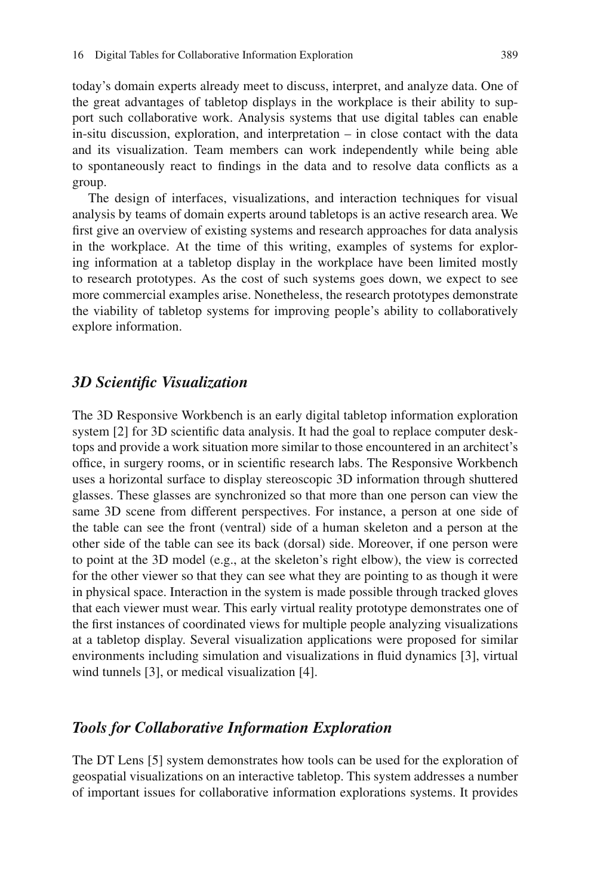today's domain experts already meet to discuss, interpret, and analyze data. One of the great advantages of tabletop displays in the workplace is their ability to support such collaborative work. Analysis systems that use digital tables can enable in-situ discussion, exploration, and interpretation – in close contact with the data and its visualization. Team members can work independently while being able to spontaneously react to findings in the data and to resolve data conflicts as a group.

The design of interfaces, visualizations, and interaction techniques for visual analysis by teams of domain experts around tabletops is an active research area. We first give an overview of existing systems and research approaches for data analysis in the workplace. At the time of this writing, examples of systems for exploring information at a tabletop display in the workplace have been limited mostly to research prototypes. As the cost of such systems goes down, we expect to see more commercial examples arise. Nonetheless, the research prototypes demonstrate the viability of tabletop systems for improving people's ability to collaboratively explore information.

## *3D Scientific Visualization*

The 3D Responsive Workbench is an early digital tabletop information exploration system [2] for 3D scientific data analysis. It had the goal to replace computer desktops and provide a work situation more similar to those encountered in an architect's office, in surgery rooms, or in scientific research labs. The Responsive Workbench uses a horizontal surface to display stereoscopic 3D information through shuttered glasses. These glasses are synchronized so that more than one person can view the same 3D scene from different perspectives. For instance, a person at one side of the table can see the front (ventral) side of a human skeleton and a person at the other side of the table can see its back (dorsal) side. Moreover, if one person were to point at the 3D model (e.g., at the skeleton's right elbow), the view is corrected for the other viewer so that they can see what they are pointing to as though it were in physical space. Interaction in the system is made possible through tracked gloves that each viewer must wear. This early virtual reality prototype demonstrates one of the first instances of coordinated views for multiple people analyzing visualizations at a tabletop display. Several visualization applications were proposed for similar environments including simulation and visualizations in fluid dynamics [3], virtual wind tunnels [3], or medical visualization [4].

## *Tools for Collaborative Information Exploration*

The DT Lens [5] system demonstrates how tools can be used for the exploration of geospatial visualizations on an interactive tabletop. This system addresses a number of important issues for collaborative information explorations systems. It provides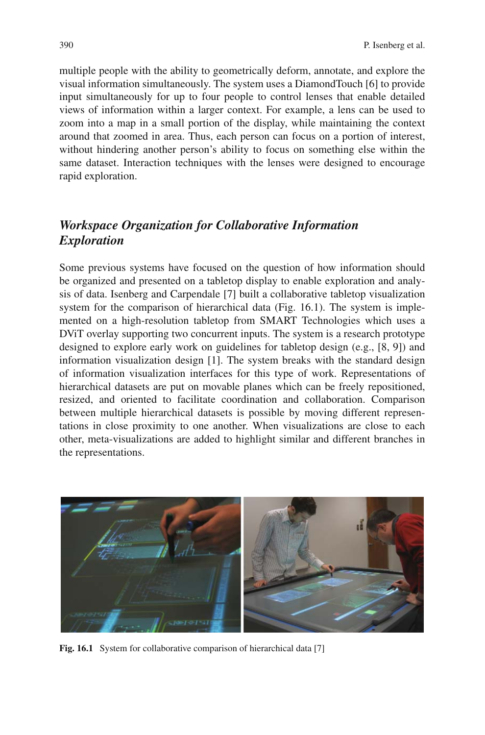multiple people with the ability to geometrically deform, annotate, and explore the visual information simultaneously. The system uses a DiamondTouch [6] to provide input simultaneously for up to four people to control lenses that enable detailed views of information within a larger context. For example, a lens can be used to zoom into a map in a small portion of the display, while maintaining the context around that zoomed in area. Thus, each person can focus on a portion of interest, without hindering another person's ability to focus on something else within the same dataset. Interaction techniques with the lenses were designed to encourage rapid exploration.

### *Workspace Organization for Collaborative Information Exploration*

Some previous systems have focused on the question of how information should be organized and presented on a tabletop display to enable exploration and analysis of data. Isenberg and Carpendale [7] built a collaborative tabletop visualization system for the comparison of hierarchical data (Fig. 16.1). The system is implemented on a high-resolution tabletop from SMART Technologies which uses a DViT overlay supporting two concurrent inputs. The system is a research prototype designed to explore early work on guidelines for tabletop design (e.g., [8, 9]) and information visualization design [1]. The system breaks with the standard design of information visualization interfaces for this type of work. Representations of hierarchical datasets are put on movable planes which can be freely repositioned, resized, and oriented to facilitate coordination and collaboration. Comparison between multiple hierarchical datasets is possible by moving different representations in close proximity to one another. When visualizations are close to each other, meta-visualizations are added to highlight similar and different branches in the representations.

**Fig. 16.1** System for collaborative comparison of hierarchical data [7]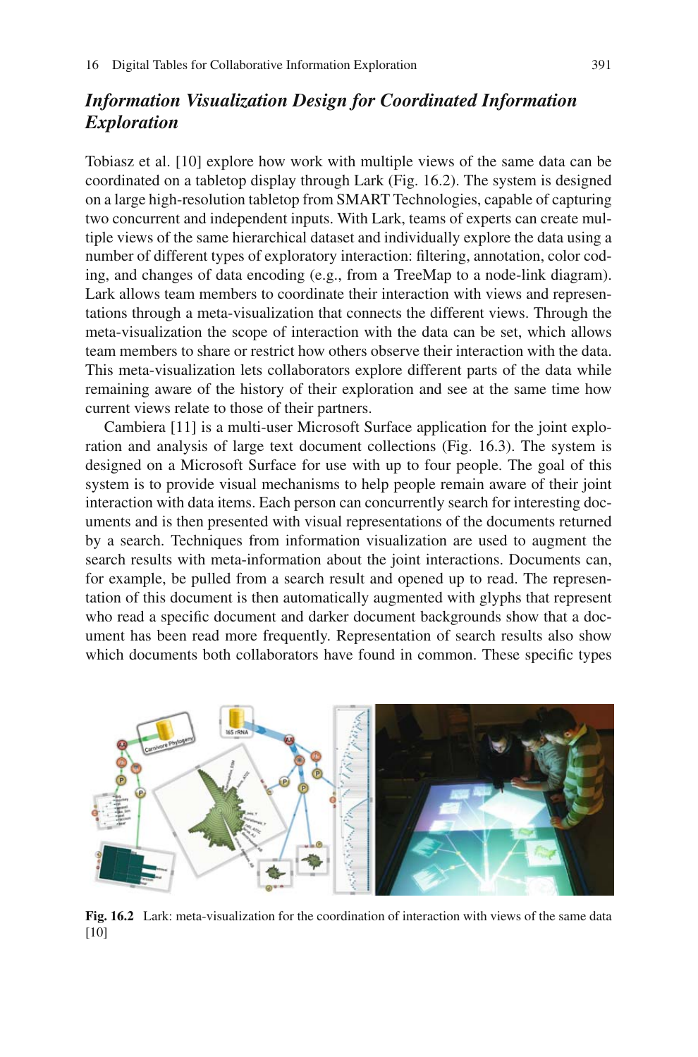## *Information Visualization Design for Coordinated Information Exploration*

Tobiasz et al. [10] explore how work with multiple views of the same data can be coordinated on a tabletop display through Lark (Fig. 16.2). The system is designed on a large high-resolution tabletop from SMART Technologies, capable of capturing two concurrent and independent inputs. With Lark, teams of experts can create multiple views of the same hierarchical dataset and individually explore the data using a number of different types of exploratory interaction: filtering, annotation, color coding, and changes of data encoding (e.g., from a TreeMap to a node-link diagram). Lark allows team members to coordinate their interaction with views and representations through a meta-visualization that connects the different views. Through the meta-visualization the scope of interaction with the data can be set, which allows team members to share or restrict how others observe their interaction with the data. This meta-visualization lets collaborators explore different parts of the data while remaining aware of the history of their exploration and see at the same time how current views relate to those of their partners.

Cambiera [11] is a multi-user Microsoft Surface application for the joint exploration and analysis of large text document collections (Fig. 16.3). The system is designed on a Microsoft Surface for use with up to four people. The goal of this system is to provide visual mechanisms to help people remain aware of their joint interaction with data items. Each person can concurrently search for interesting documents and is then presented with visual representations of the documents returned by a search. Techniques from information visualization are used to augment the search results with meta-information about the joint interactions. Documents can, for example, be pulled from a search result and opened up to read. The representation of this document is then automatically augmented with glyphs that represent who read a specific document and darker document backgrounds show that a document has been read more frequently. Representation of search results also show which documents both collaborators have found in common. These specific types

**Fig. 16.2** Lark: meta-visualization for the coordination of interaction with views of the same data [10]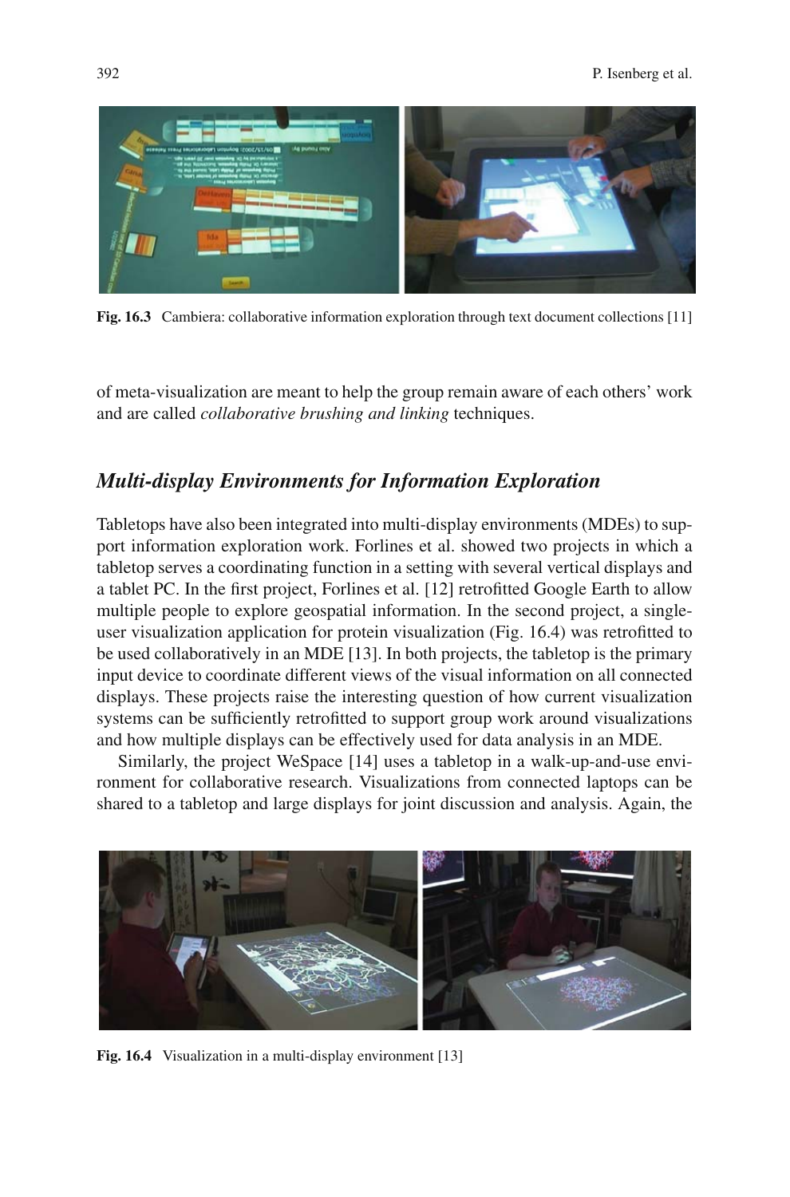**Fig. 16.3** Cambiera: collaborative information exploration through text document collections [11]

of meta-visualization are meant to help the group remain aware of each others' work and are called *collaborative brushing and linking* techniques.

## *Multi-display Environments for Information Exploration*

Tabletops have also been integrated into multi-display environments (MDEs) to support information exploration work. Forlines et al. showed two projects in which a tabletop serves a coordinating function in a setting with several vertical displays and a tablet PC. In the first project, Forlines et al. [12] retrofitted Google Earth to allow multiple people to explore geospatial information. In the second project, a single-user visualization application for protein visualization (Fig. 16.4) was retrofitted to be used collaboratively in an MDE [13]. In both projects, the tabletop is the primary input device to coordinate different views of the visual information on all connected displays. These projects raise the interesting question of how current visualization systems can be sufficiently retrofitted to support group work around visualizations and how multiple displays can be effectively used for data analysis in an MDE.

Similarly, the project WeSpace [14] uses a tabletop in a walk-up-and-use environment for collaborative research. Visualizations from connected laptops can be shared to a tabletop and large displays for joint discussion and analysis. Again, the

**Fig. 16.4** Visualization in a multi-display environment [13]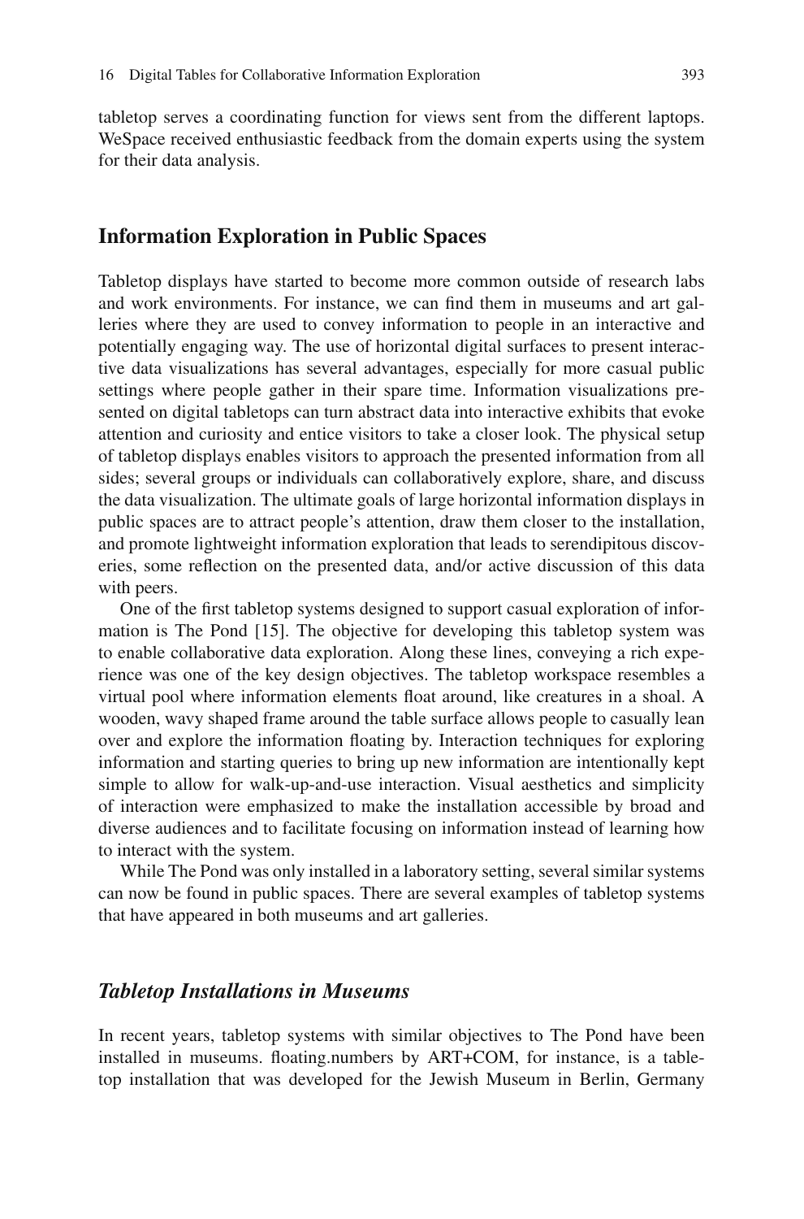tabletop serves a coordinating function for views sent from the different laptops. WeSpace received enthusiastic feedback from the domain experts using the system for their data analysis.

## Information Exploration in Public Spaces

Tabletop displays have started to become more common outside of research labs and work environments. For instance, we can find them in museums and art galleries where they are used to convey information to people in an interactive and potentially engaging way. The use of horizontal digital surfaces to present interactive data visualizations has several advantages, especially for more casual public settings where people gather in their spare time. Information visualizations presented on digital tabletops can turn abstract data into interactive exhibits that evoke attention and curiosity and entice visitors to take a closer look. The physical setup of tabletop displays enables visitors to approach the presented information from all sides; several groups or individuals can collaboratively explore, share, and discuss the data visualization. The ultimate goals of large horizontal information displays in public spaces are to attract people's attention, draw them closer to the installation, and promote lightweight information exploration that leads to serendipitous discoveries, some reflection on the presented data, and/or active discussion of this data with peers.

One of the first tabletop systems designed to support casual exploration of information is The Pond [15]. The objective for developing this tabletop system was to enable collaborative data exploration. Along these lines, conveying a rich experience was one of the key design objectives. The tabletop workspace resembles a virtual pool where information elements float around, like creatures in a shoal. A wooden, wavy shaped frame around the table surface allows people to casually lean over and explore the information floating by. Interaction techniques for exploring information and starting queries to bring up new information are intentionally kept simple to allow for walk-up-and-use interaction. Visual aesthetics and simplicity of interaction were emphasized to make the installation accessible by broad and diverse audiences and to facilitate focusing on information instead of learning how to interact with the system.

While The Pond was only installed in a laboratory setting, several similar systems can now be found in public spaces. There are several examples of tabletop systems that have appeared in both museums and art galleries.

### *Tabletop Installations in Museums*

In recent years, tabletop systems with similar objectives to The Pond have been installed in museums. floating.numbers by ART+COM, for instance, is a tabletop installation that was developed for the Jewish Museum in Berlin, Germany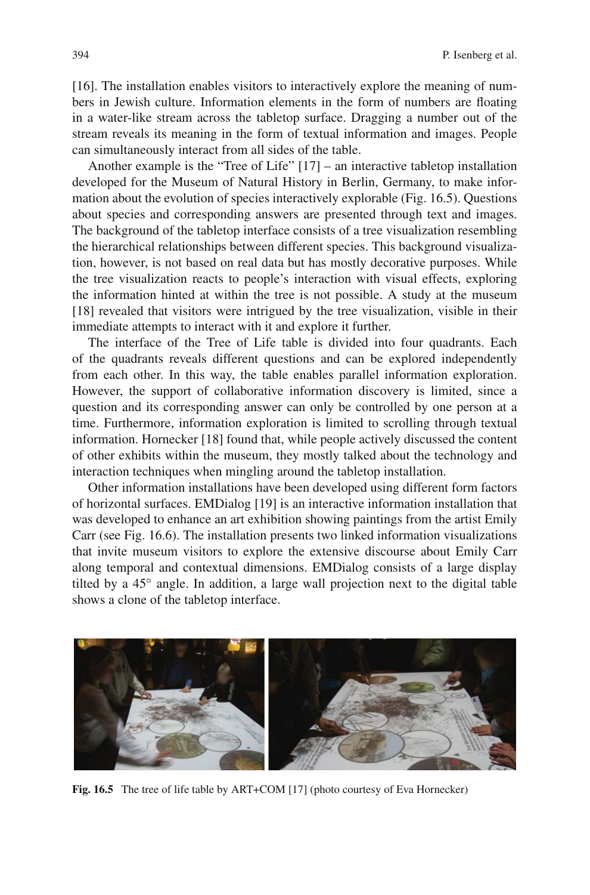[16]. The installation enables visitors to interactively explore the meaning of numbers in Jewish culture. Information elements in the form of numbers are floating in a water-like stream across the tabletop surface. Dragging a number out of the stream reveals its meaning in the form of textual information and images. People can simultaneously interact from all sides of the table.

Another example is the "Tree of Life" [17] – an interactive tabletop installation developed for the Museum of Natural History in Berlin, Germany, to make information about the evolution of species interactively explorable (Fig. 16.5). Questions about species and corresponding answers are presented through text and images. The background of the tabletop interface consists of a tree visualization resembling the hierarchical relationships between different species. This background visualization, however, is not based on real data but has mostly decorative purposes. While the tree visualization reacts to people's interaction with visual effects, exploring the information hinted at within the tree is not possible. A study at the museum [18] revealed that visitors were intrigued by the tree visualization, visible in their immediate attempts to interact with it and explore it further.

The interface of the Tree of Life table is divided into four quadrants. Each of the quadrants reveals different questions and can be explored independently from each other. In this way, the table enables parallel information exploration. However, the support of collaborative information discovery is limited, since a question and its corresponding answer can only be controlled by one person at a time. Furthermore, information exploration is limited to scrolling through textual information. Hornecker [18] found that, while people actively discussed the content of other exhibits within the museum, they mostly talked about the technology and interaction techniques when mingling around the tabletop installation.

Other information installations have been developed using different form factors of horizontal surfaces. EMDialog [19] is an interactive information installation that was developed to enhance an art exhibition showing paintings from the artist Emily Carr (see Fig. 16.6). The installation presents two linked information visualizations that invite museum visitors to explore the extensive discourse about Emily Carr along temporal and contextual dimensions. EMDialog consists of a large display tilted by a 45° angle. In addition, a large wall projection next to the digital table shows a clone of the tabletop interface.

**Fig. 16.5** The tree of life table by ART+COM [17] (photo courtesy of Eva Hornecker)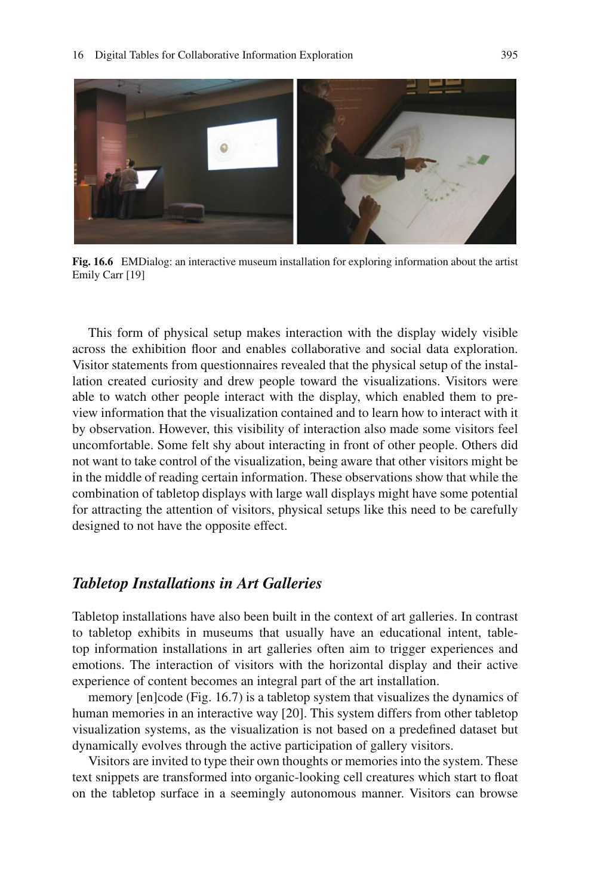**Fig. 16.6** EMDialog: an interactive museum installation for exploring information about the artist Emily Carr [19]

This form of physical setup makes interaction with the display widely visible across the exhibition floor and enables collaborative and social data exploration. Visitor statements from questionnaires revealed that the physical setup of the installation created curiosity and drew people toward the visualizations. Visitors were able to watch other people interact with the display, which enabled them to preview information that the visualization contained and to learn how to interact with it by observation. However, this visibility of interaction also made some visitors feel uncomfortable. Some felt shy about interacting in front of other people. Others did not want to take control of the visualization, being aware that other visitors might be in the middle of reading certain information. These observations show that while the combination of tabletop displays with large wall displays might have some potential for attracting the attention of visitors, physical setups like this need to be carefully designed to not have the opposite effect.

### *Tabletop Installations in Art Galleries*

Tabletop installations have also been built in the context of art galleries. In contrast to tabletop exhibits in museums that usually have an educational intent, tabletop information installations in art galleries often aim to trigger experiences and emotions. The interaction of visitors with the horizontal display and their active experience of content becomes an integral part of the art installation.

memory [en]code (Fig. 16.7) is a tabletop system that visualizes the dynamics of human memories in an interactive way [20]. This system differs from other tabletop visualization systems, as the visualization is not based on a predefined dataset but dynamically evolves through the active participation of gallery visitors.

Visitors are invited to type their own thoughts or memories into the system. These text snippets are transformed into organic-looking cell creatures which start to float on the tabletop surface in a seemingly autonomous manner. Visitors can browse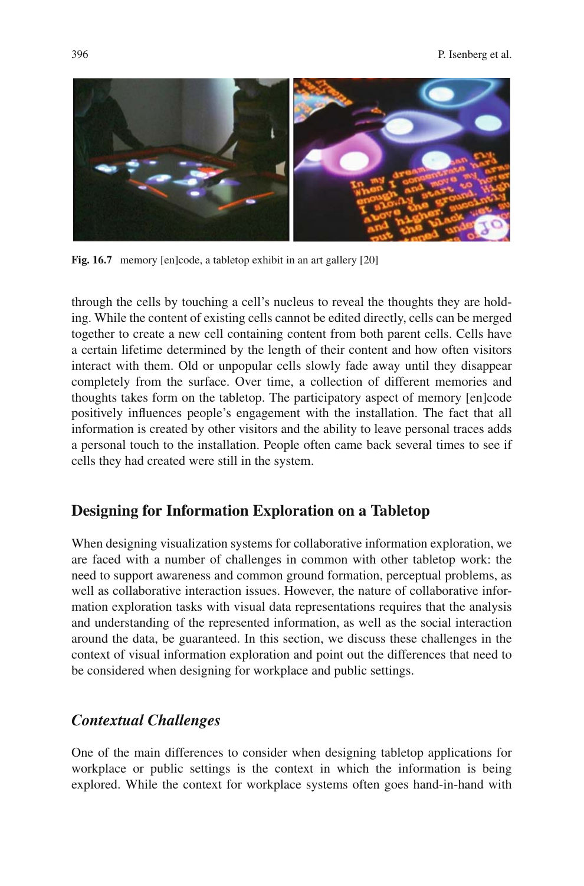Fig. 16.7 memory [en]code, a tabletop exhibit in an art gallery [20]

through the cells by touching a cell's nucleus to reveal the thoughts they are holding. While the content of existing cells cannot be edited directly, cells can be merged together to create a new cell containing content from both parent cells. Cells have a certain lifetime determined by the length of their content and how often visitors interact with them. Old or unpopular cells slowly fade away until they disappear completely from the surface. Over time, a collection of different memories and thoughts takes form on the tabletop. The participatory aspect of memory [en]code positively influences people's engagement with the installation. The fact that all information is created by other visitors and the ability to leave personal traces adds a personal touch to the installation. People often came back several times to see if cells they had created were still in the system.

## Designing for Information Exploration on a Tabletop

When designing visualization systems for collaborative information exploration, we are faced with a number of challenges in common with other tabletop work: the need to support awareness and common ground formation, perceptual problems, as well as collaborative interaction issues. However, the nature of collaborative information exploration tasks with visual data representations requires that the analysis and understanding of the represented information, as well as the social interaction around the data, be guaranteed. In this section, we discuss these challenges in the context of visual information exploration and point out the differences that need to be considered when designing for workplace and public settings.

### *Contextual Challenges*

One of the main differences to consider when designing tabletop applications for workplace or public settings is the context in which the information is being explored. While the context for workplace systems often goes hand-in-hand with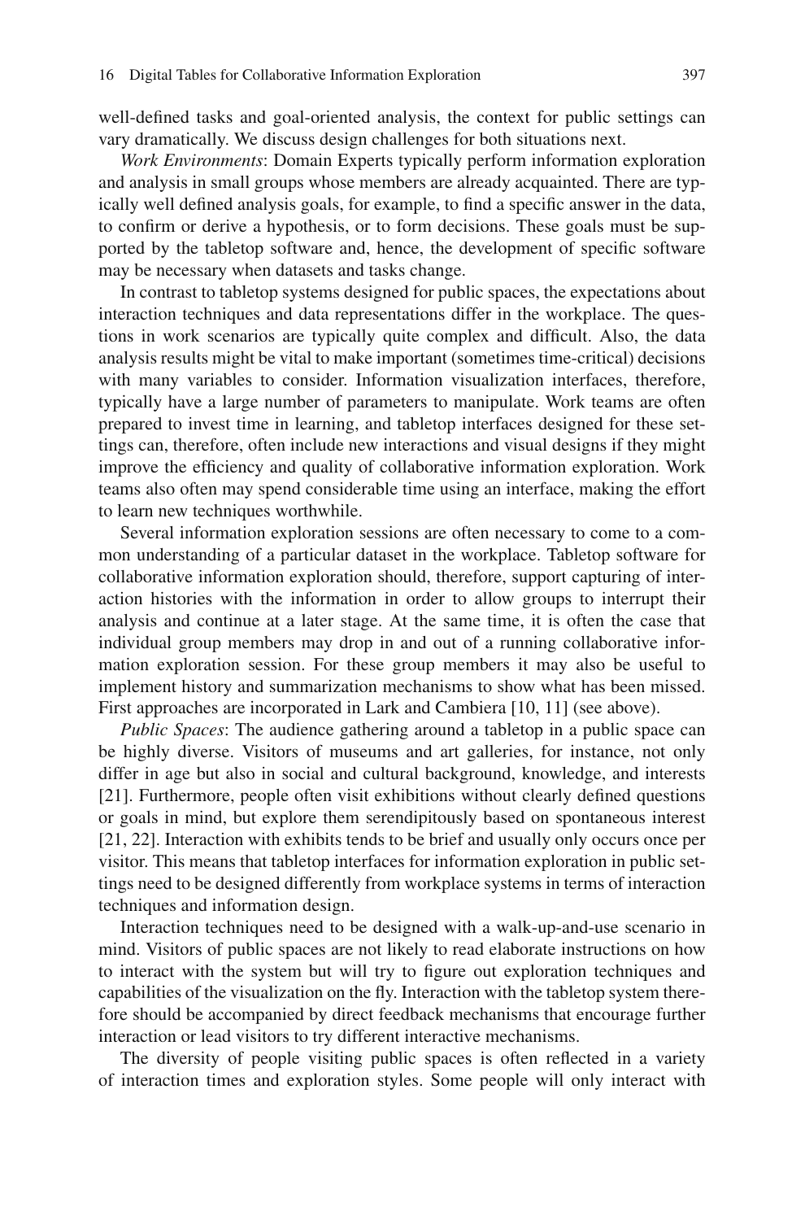well-defined tasks and goal-oriented analysis, the context for public settings can vary dramatically. We discuss design challenges for both situations next.

*Work Environments*: Domain Experts typically perform information exploration and analysis in small groups whose members are already acquainted. There are typically well defined analysis goals, for example, to find a specific answer in the data, to confirm or derive a hypothesis, or to form decisions. These goals must be supported by the tabletop software and, hence, the development of specific software may be necessary when datasets and tasks change.

In contrast to tabletop systems designed for public spaces, the expectations about interaction techniques and data representations differ in the workplace. The questions in work scenarios are typically quite complex and difficult. Also, the data analysis results might be vital to make important (sometimes time-critical) decisions with many variables to consider. Information visualization interfaces, therefore, typically have a large number of parameters to manipulate. Work teams are often prepared to invest time in learning, and tabletop interfaces designed for these settings can, therefore, often include new interactions and visual designs if they might improve the efficiency and quality of collaborative information exploration. Work teams also often may spend considerable time using an interface, making the effort to learn new techniques worthwhile.

Several information exploration sessions are often necessary to come to a common understanding of a particular dataset in the workplace. Tabletop software for collaborative information exploration should, therefore, support capturing of interaction histories with the information in order to allow groups to interrupt their analysis and continue at a later stage. At the same time, it is often the case that individual group members may drop in and out of a running collaborative information exploration session. For these group members it may also be useful to implement history and summarization mechanisms to show what has been missed. First approaches are incorporated in Lark and Cambiera [10, 11] (see above).

*Public Spaces*: The audience gathering around a tabletop in a public space can be highly diverse. Visitors of museums and art galleries, for instance, not only differ in age but also in social and cultural background, knowledge, and interests [21]. Furthermore, people often visit exhibitions without clearly defined questions or goals in mind, but explore them serendipitously based on spontaneous interest [21, 22]. Interaction with exhibits tends to be brief and usually only occurs once per visitor. This means that tabletop interfaces for information exploration in public settings need to be designed differently from workplace systems in terms of interaction techniques and information design.

Interaction techniques need to be designed with a walk-up-and-use scenario in mind. Visitors of public spaces are not likely to read elaborate instructions on how to interact with the system but will try to figure out exploration techniques and capabilities of the visualization on the fly. Interaction with the tabletop system therefore should be accompanied by direct feedback mechanisms that encourage further interaction or lead visitors to try different interactive mechanisms.

The diversity of people visiting public spaces is often reflected in a variety of interaction times and exploration styles. Some people will only interact with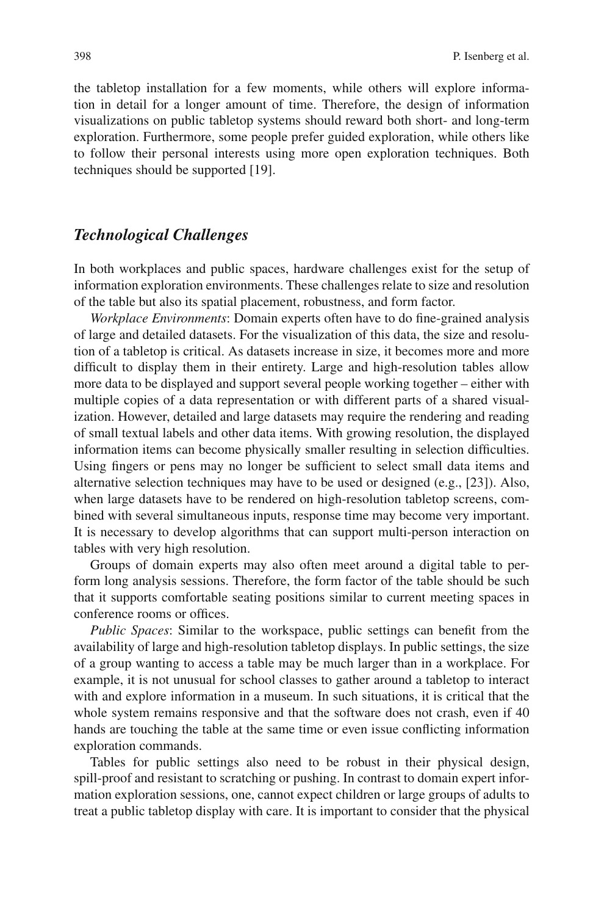the tabletop installation for a few moments, while others will explore information in detail for a longer amount of time. Therefore, the design of information visualizations on public tabletop systems should reward both short- and long-term exploration. Furthermore, some people prefer guided exploration, while others like to follow their personal interests using more open exploration techniques. Both techniques should be supported [19].

### *Technological Challenges*

In both workplaces and public spaces, hardware challenges exist for the setup of information exploration environments. These challenges relate to size and resolution of the table but also its spatial placement, robustness, and form factor.

*Workplace Environments*: Domain experts often have to do fine-grained analysis of large and detailed datasets. For the visualization of this data, the size and resolution of a tabletop is critical. As datasets increase in size, it becomes more and more difficult to display them in their entirety. Large and high-resolution tables allow more data to be displayed and support several people working together – either with multiple copies of a data representation or with different parts of a shared visualization. However, detailed and large datasets may require the rendering and reading of small textual labels and other data items. With growing resolution, the displayed information items can become physically smaller resulting in selection difficulties. Using fingers or pens may no longer be sufficient to select small data items and alternative selection techniques may have to be used or designed (e.g., [23]). Also, when large datasets have to be rendered on high-resolution tabletop screens, combined with several simultaneous inputs, response time may become very important. It is necessary to develop algorithms that can support multi-person interaction on tables with very high resolution.

Groups of domain experts may also often meet around a digital table to perform long analysis sessions. Therefore, the form factor of the table should be such that it supports comfortable seating positions similar to current meeting spaces in conference rooms or offices.

*Public Spaces*: Similar to the workspace, public settings can benefit from the availability of large and high-resolution tabletop displays. In public settings, the size of a group wanting to access a table may be much larger than in a workplace. For example, it is not unusual for school classes to gather around a tabletop to interact with and explore information in a museum. In such situations, it is critical that the whole system remains responsive and that the software does not crash, even if 40 hands are touching the table at the same time or even issue conflicting information exploration commands.

Tables for public settings also need to be robust in their physical design, spill-proof and resistant to scratching or pushing. In contrast to domain expert information exploration sessions, one, cannot expect children or large groups of adults to treat a public tabletop display with care. It is important to consider that the physical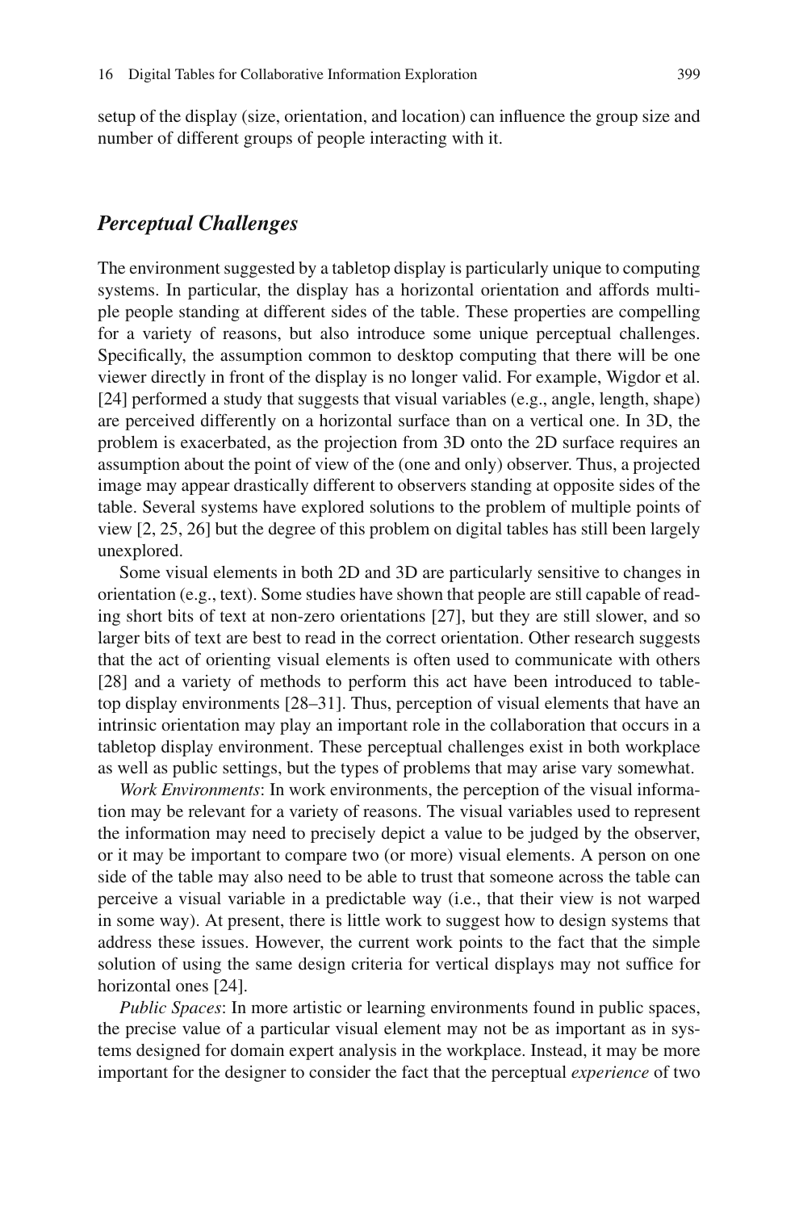setup of the display (size, orientation, and location) can influence the group size and number of different groups of people interacting with it.

### *Perceptual Challenges*

The environment suggested by a tabletop display is particularly unique to computing systems. In particular, the display has a horizontal orientation and affords multiple people standing at different sides of the table. These properties are compelling for a variety of reasons, but also introduce some unique perceptual challenges. Specifically, the assumption common to desktop computing that there will be one viewer directly in front of the display is no longer valid. For example, Wigdor et al. [24] performed a study that suggests that visual variables (e.g., angle, length, shape) are perceived differently on a horizontal surface than on a vertical one. In 3D, the problem is exacerbated, as the projection from 3D onto the 2D surface requires an assumption about the point of view of the (one and only) observer. Thus, a projected image may appear drastically different to observers standing at opposite sides of the table. Several systems have explored solutions to the problem of multiple points of view [2, 25, 26] but the degree of this problem on digital tables has still been largely unexplored.

Some visual elements in both 2D and 3D are particularly sensitive to changes in orientation (e.g., text). Some studies have shown that people are still capable of reading short bits of text at non-zero orientations [27], but they are still slower, and so larger bits of text are best to read in the correct orientation. Other research suggests that the act of orienting visual elements is often used to communicate with others [28] and a variety of methods to perform this act have been introduced to tabletop display environments [28–31]. Thus, perception of visual elements that have an intrinsic orientation may play an important role in the collaboration that occurs in a tabletop display environment. These perceptual challenges exist in both workplace as well as public settings, but the types of problems that may arise vary somewhat.

*Work Environments*: In work environments, the perception of the visual information may be relevant for a variety of reasons. The visual variables used to represent the information may need to precisely depict a value to be judged by the observer, or it may be important to compare two (or more) visual elements. A person on one side of the table may also need to be able to trust that someone across the table can perceive a visual variable in a predictable way (i.e., that their view is not warped in some way). At present, there is little work to suggest how to design systems that address these issues. However, the current work points to the fact that the simple solution of using the same design criteria for vertical displays may not suffice for horizontal ones [24].

*Public Spaces*: In more artistic or learning environments found in public spaces, the precise value of a particular visual element may not be as important as in systems designed for domain expert analysis in the workplace. Instead, it may be more important for the designer to consider the fact that the perceptual *experience* of two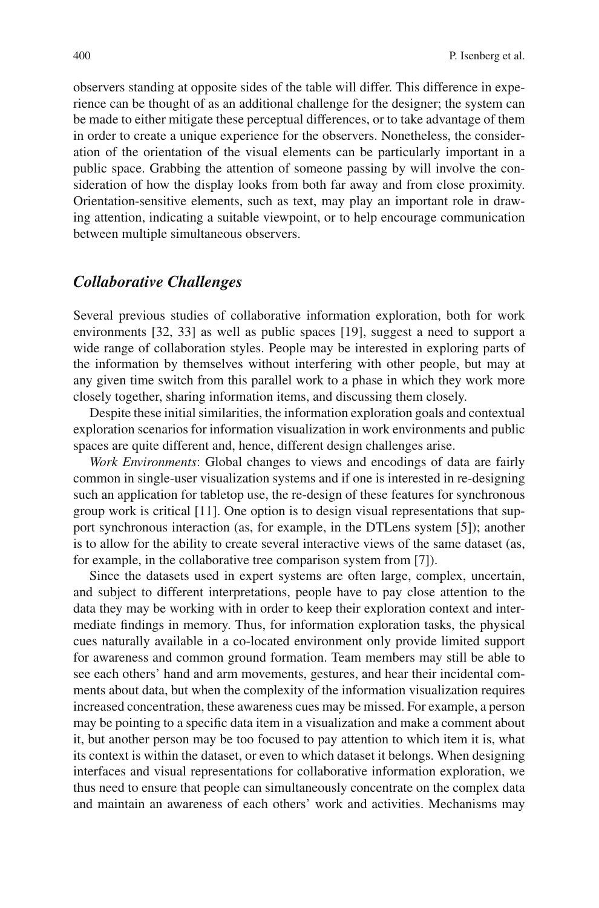observers standing at opposite sides of the table will differ. This difference in experience can be thought of as an additional challenge for the designer; the system can be made to either mitigate these perceptual differences, or to take advantage of them in order to create a unique experience for the observers. Nonetheless, the consideration of the orientation of the visual elements can be particularly important in a public space. Grabbing the attention of someone passing by will involve the consideration of how the display looks from both far away and from close proximity. Orientation-sensitive elements, such as text, may play an important role in drawing attention, indicating a suitable viewpoint, or to help encourage communication between multiple simultaneous observers.

## *Collaborative Challenges*

Several previous studies of collaborative information exploration, both for work environments [32, 33] as well as public spaces [19], suggest a need to support a wide range of collaboration styles. People may be interested in exploring parts of the information by themselves without interfering with other people, but may at any given time switch from this parallel work to a phase in which they work more closely together, sharing information items, and discussing them closely.

Despite these initial similarities, the information exploration goals and contextual exploration scenarios for information visualization in work environments and public spaces are quite different and, hence, different design challenges arise.

*Work Environments*: Global changes to views and encodings of data are fairly common in single-user visualization systems and if one is interested in re-designing such an application for tabletop use, the re-design of these features for synchronous group work is critical [11]. One option is to design visual representations that support synchronous interaction (as, for example, in the DTLens system [5]); another is to allow for the ability to create several interactive views of the same dataset (as, for example, in the collaborative tree comparison system from [7]).

Since the datasets used in expert systems are often large, complex, uncertain, and subject to different interpretations, people have to pay close attention to the data they may be working with in order to keep their exploration context and intermediate findings in memory. Thus, for information exploration tasks, the physical cues naturally available in a co-located environment only provide limited support for awareness and common ground formation. Team members may still be able to see each others' hand and arm movements, gestures, and hear their incidental comments about data, but when the complexity of the information visualization requires increased concentration, these awareness cues may be missed. For example, a person may be pointing to a specific data item in a visualization and make a comment about it, but another person may be too focused to pay attention to which item it is, what its context is within the dataset, or even to which dataset it belongs. When designing interfaces and visual representations for collaborative information exploration, we thus need to ensure that people can simultaneously concentrate on the complex data and maintain an awareness of each others' work and activities. Mechanisms may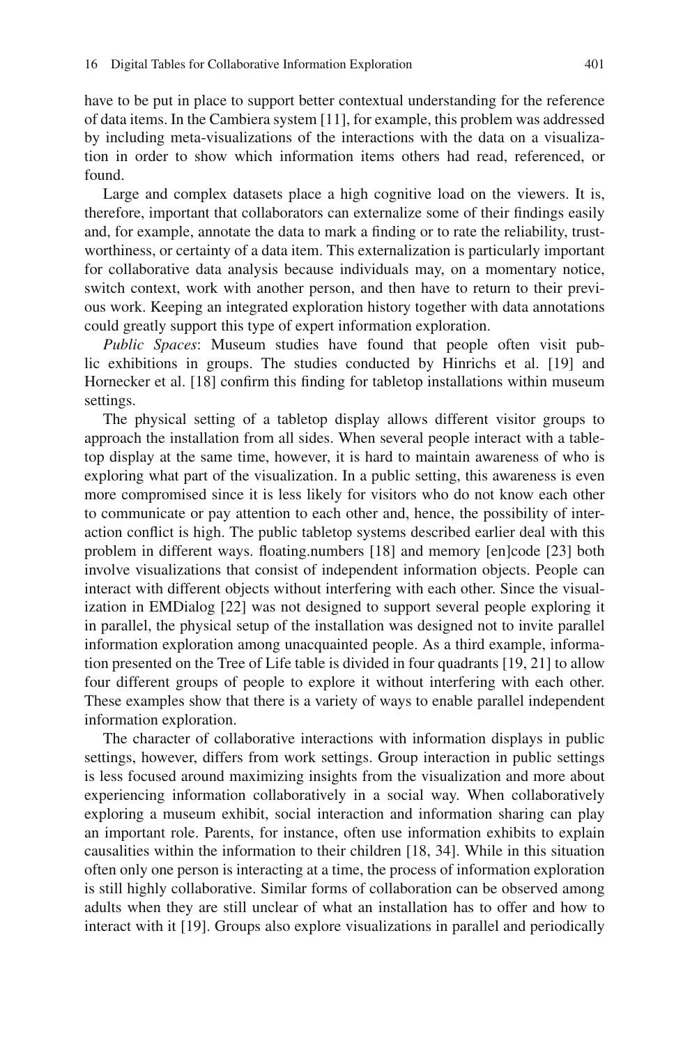have to be put in place to support better contextual understanding for the reference of data items. In the Cambiera system [11], for example, this problem was addressed by including meta-visualizations of the interactions with the data on a visualization in order to show which information items others had read, referenced, or found.

Large and complex datasets place a high cognitive load on the viewers. It is, therefore, important that collaborators can externalize some of their findings easily and, for example, annotate the data to mark a finding or to rate the reliability, trustworthiness, or certainty of a data item. This externalization is particularly important for collaborative data analysis because individuals may, on a momentary notice, switch context, work with another person, and then have to return to their previous work. Keeping an integrated exploration history together with data annotations could greatly support this type of expert information exploration.

*Public Spaces*: Museum studies have found that people often visit public exhibitions in groups. The studies conducted by Hinrichs et al. [19] and Hornecker et al. [18] confirm this finding for tabletop installations within museum settings.

The physical setting of a tabletop display allows different visitor groups to approach the installation from all sides. When several people interact with a tabletop display at the same time, however, it is hard to maintain awareness of who is exploring what part of the visualization. In a public setting, this awareness is even more compromised since it is less likely for visitors who do not know each other to communicate or pay attention to each other and, hence, the possibility of interaction conflict is high. The public tabletop systems described earlier deal with this problem in different ways. floating.numbers [18] and memory [en]code [23] both involve visualizations that consist of independent information objects. People can interact with different objects without interfering with each other. Since the visualization in EMDialog [22] was not designed to support several people exploring it in parallel, the physical setup of the installation was designed not to invite parallel information exploration among unacquainted people. As a third example, information presented on the Tree of Life table is divided in four quadrants [19, 21] to allow four different groups of people to explore it without interfering with each other. These examples show that there is a variety of ways to enable parallel independent information exploration.

The character of collaborative interactions with information displays in public settings, however, differs from work settings. Group interaction in public settings is less focused around maximizing insights from the visualization and more about experiencing information collaboratively in a social way. When collaboratively exploring a museum exhibit, social interaction and information sharing can play an important role. Parents, for instance, often use information exhibits to explain causalities within the information to their children [18, 34]. While in this situation often only one person is interacting at a time, the process of information exploration is still highly collaborative. Similar forms of collaboration can be observed among adults when they are still unclear of what an installation has to offer and how to interact with it [19]. Groups also explore visualizations in parallel and periodically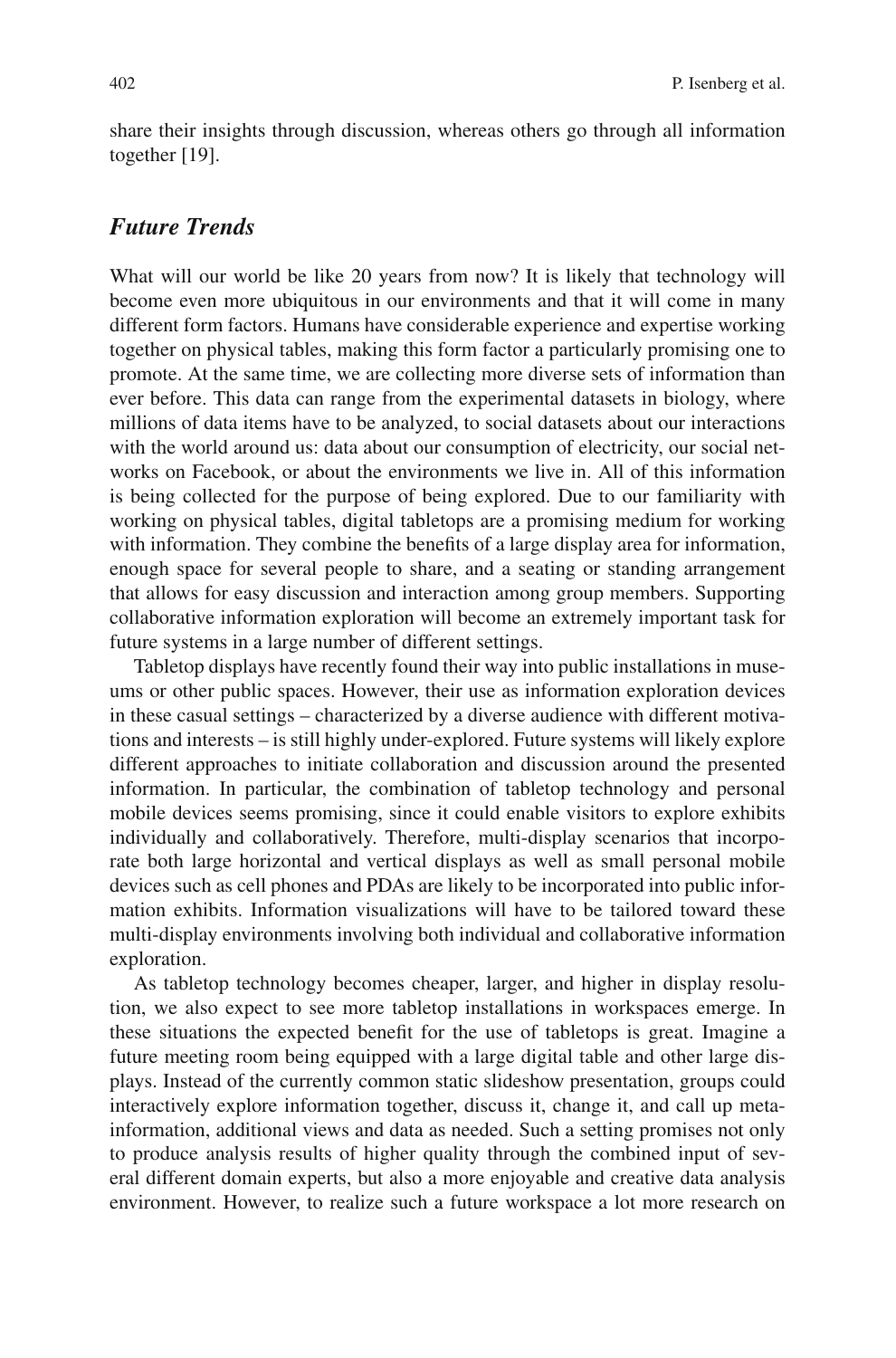share their insights through discussion, whereas others go through all information together [19].

### *Future Trends*

What will our world be like 20 years from now? It is likely that technology will become even more ubiquitous in our environments and that it will come in many different form factors. Humans have considerable experience and expertise working together on physical tables, making this form factor a particularly promising one to promote. At the same time, we are collecting more diverse sets of information than ever before. This data can range from the experimental datasets in biology, where millions of data items have to be analyzed, to social datasets about our interactions with the world around us: data about our consumption of electricity, our social networks on Facebook, or about the environments we live in. All of this information is being collected for the purpose of being explored. Due to our familiarity with working on physical tables, digital tabletops are a promising medium for working with information. They combine the benefits of a large display area for information, enough space for several people to share, and a seating or standing arrangement that allows for easy discussion and interaction among group members. Supporting collaborative information exploration will become an extremely important task for future systems in a large number of different settings.

Tabletop displays have recently found their way into public installations in museums or other public spaces. However, their use as information exploration devices in these casual settings – characterized by a diverse audience with different motivations and interests – is still highly under-explored. Future systems will likely explore different approaches to initiate collaboration and discussion around the presented information. In particular, the combination of tabletop technology and personal mobile devices seems promising, since it could enable visitors to explore exhibits individually and collaboratively. Therefore, multi-display scenarios that incorporate both large horizontal and vertical displays as well as small personal mobile devices such as cell phones and PDAs are likely to be incorporated into public information exhibits. Information visualizations will have to be tailored toward these multi-display environments involving both individual and collaborative information exploration.

As tabletop technology becomes cheaper, larger, and higher in display resolution, we also expect to see more tabletop installations in workspaces emerge. In these situations the expected benefit for the use of tabletops is great. Imagine a future meeting room being equipped with a large digital table and other large displays. Instead of the currently common static slideshow presentation, groups could interactively explore information together, discuss it, change it, and call up meta-information, additional views and data as needed. Such a setting promises not only to produce analysis results of higher quality through the combined input of several different domain experts, but also a more enjoyable and creative data analysis environment. However, to realize such a future workspace a lot more research on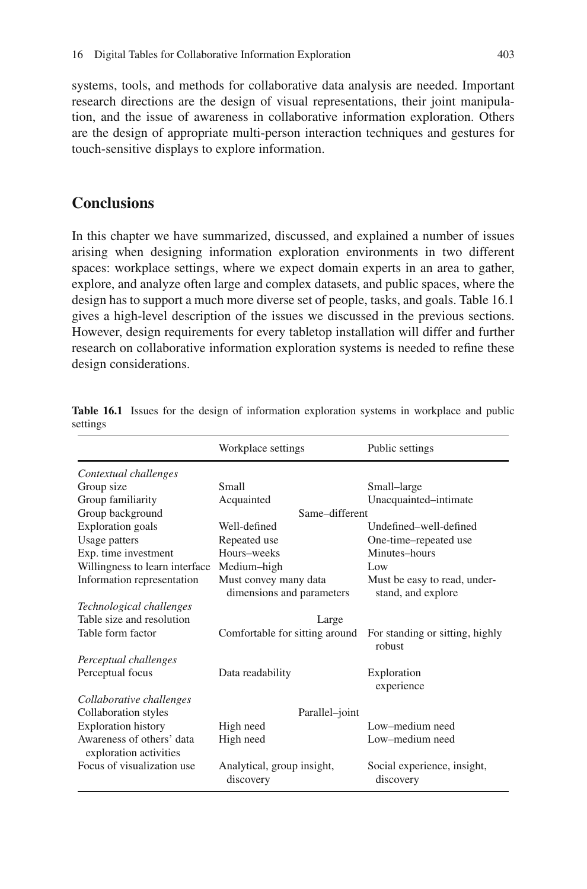systems, tools, and methods for collaborative data analysis are needed. Important research directions are the design of visual representations, their joint manipulation, and the issue of awareness in collaborative information exploration. Others are the design of appropriate multi-person interaction techniques and gestures for touch-sensitive displays to explore information.

## Conclusions

In this chapter we have summarized, discussed, and explained a number of issues arising when designing information exploration environments in two different spaces: workplace settings, where we expect domain experts in an area to gather, explore, and analyze often large and complex datasets, and public spaces, where the design has to support a much more diverse set of people, tasks, and goals. Table 16.1 gives a high-level description of the issues we discussed in the previous sections. However, design requirements for every tabletop installation will differ and further research on collaborative information exploration systems is needed to refine these design considerations.

**Table 16.1** Issues for the design of information exploration systems in workplace and public settings

| | Workplace settings | Public settings |
|---|---|---|
| *Contextual challenges* | | |
| Group size | Small | Small–large |
| Group familiarity | Acquainted | Unacquainted–intimate |
| Group background | Same–different | |
| Exploration goals | Well-defined | Undefined–well-defined |
| Usage patters | Repeated use | One-time–repeated use |
| Exp. time investment | Hours–weeks | Minutes–hours |
| Willingness to learn interface | Medium–high | Low |
| Information representation | Must convey many data dimensions and parameters | Must be easy to read, understand, and explore |
| *Technological challenges* | | |
| Table size and resolution | Large | |
| Table form factor | Comfortable for sitting around | For standing or sitting, highly robust |
| *Perceptual challenges* | | |
| Perceptual focus | Data readability | Exploration experience |
| *Collaborative challenges* | | |
| Collaboration styles | Parallel–joint | |
| Exploration history | High need | Low–medium need |
| Awareness of others' data exploration activities | High need | Low–medium need |
| Focus of visualization use | Analytical, group insight, discovery | Social experience, insight, discovery |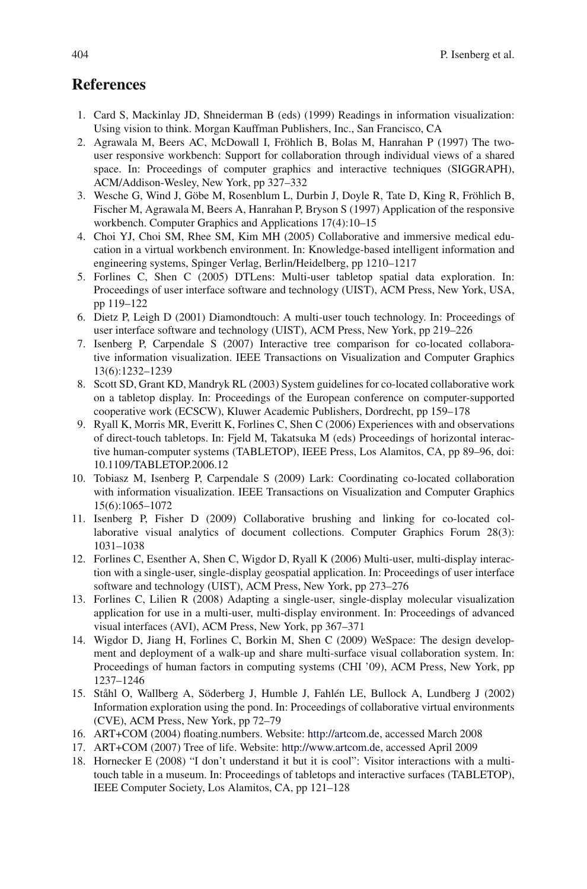## References

1. Card S, Mackinlay JD, Shneiderman B (eds) (1999) Readings in information visualization: Using vision to think. Morgan Kauffman Publishers, Inc., San Francisco, CA
2. Agrawala M, Beers AC, McDowall I, Fröhlich B, Bolas M, Hanrahan P (1997) The two-user responsive workbench: Support for collaboration through individual views of a shared space. In: Proceedings of computer graphics and interactive techniques (SIGGRAPH), ACM/Addison-Wesley, New York, pp 327–332
3. Wesche G, Wind J, Göbe M, Rosenblum L, Durbin J, Doyle R, Tate D, King R, Fröhlich B, Fischer M, Agrawala M, Beers A, Hanrahan P, Bryson S (1997) Application of the responsive workbench. Computer Graphics and Applications 17(4):10–15
4. Choi YJ, Choi SM, Rhee SM, Kim MH (2005) Collaborative and immersive medical education in a virtual workbench environment. In: Knowledge-based intelligent information and engineering systems, Spinger Verlag, Berlin/Heidelberg, pp 1210–1217
5. Forlines C, Shen C (2005) DTLens: Multi-user tabletop spatial data exploration. In: Proceedings of user interface software and technology (UIST), ACM Press, New York, USA, pp 119–122
6. Dietz P, Leigh D (2001) Diamondtouch: A multi-user touch technology. In: Proceedings of user interface software and technology (UIST), ACM Press, New York, pp 219–226
7. Isenberg P, Carpendale S (2007) Interactive tree comparison for co-located collaborative information visualization. IEEE Transactions on Visualization and Computer Graphics 13(6):1232–1239
8. Scott SD, Grant KD, Mandryk RL (2003) System guidelines for co-located collaborative work on a tabletop display. In: Proceedings of the European conference on computer-supported cooperative work (ECSCW), Kluwer Academic Publishers, Dordrecht, pp 159–178
9. Ryall K, Morris MR, Everitt K, Forlines C, Shen C (2006) Experiences with and observations of direct-touch tabletops. In: Fjeld M, Takatsuka M (eds) Proceedings of horizontal interactive human-computer systems (TABLETOP), IEEE Press, Los Alamitos, CA, pp 89–96, doi: 10.1109/TABLETOP.2006.12
10. Tobiasz M, Isenberg P, Carpendale S (2009) Lark: Coordinating co-located collaboration with information visualization. IEEE Transactions on Visualization and Computer Graphics 15(6):1065–1072
11. Isenberg P, Fisher D (2009) Collaborative brushing and linking for co-located collaborative visual analytics of document collections. Computer Graphics Forum 28(3): 1031–1038
12. Forlines C, Esenther A, Shen C, Wigdor D, Ryall K (2006) Multi-user, multi-display interaction with a single-user, single-display geospatial application. In: Proceedings of user interface software and technology (UIST), ACM Press, New York, pp 273–276
13. Forlines C, Lilien R (2008) Adapting a single-user, single-display molecular visualization application for use in a multi-user, multi-display environment. In: Proceedings of advanced visual interfaces (AVI), ACM Press, New York, pp 367–371
14. Wigdor D, Jiang H, Forlines C, Borkin M, Shen C (2009) WeSpace: The design development and deployment of a walk-up and share multi-surface visual collaboration system. In: Proceedings of human factors in computing systems (CHI '09), ACM Press, New York, pp 1237–1246
15. Ståhl O, Wallberg A, Söderberg J, Humble J, Fahlén LE, Bullock A, Lundberg J (2002) Information exploration using the pond. In: Proceedings of collaborative virtual environments (CVE), ACM Press, New York, pp 72–79
16. ART+COM (2004) floating.numbers. Website: http://artcom.de, accessed March 2008
17. ART+COM (2007) Tree of life. Website: http://www.artcom.de, accessed April 2009
18. Hornecker E (2008) "I don't understand it but it is cool": Visitor interactions with a multi-touch table in a museum. In: Proceedings of tabletops and interactive surfaces (TABLETOP), IEEE Computer Society, Los Alamitos, CA, pp 121–128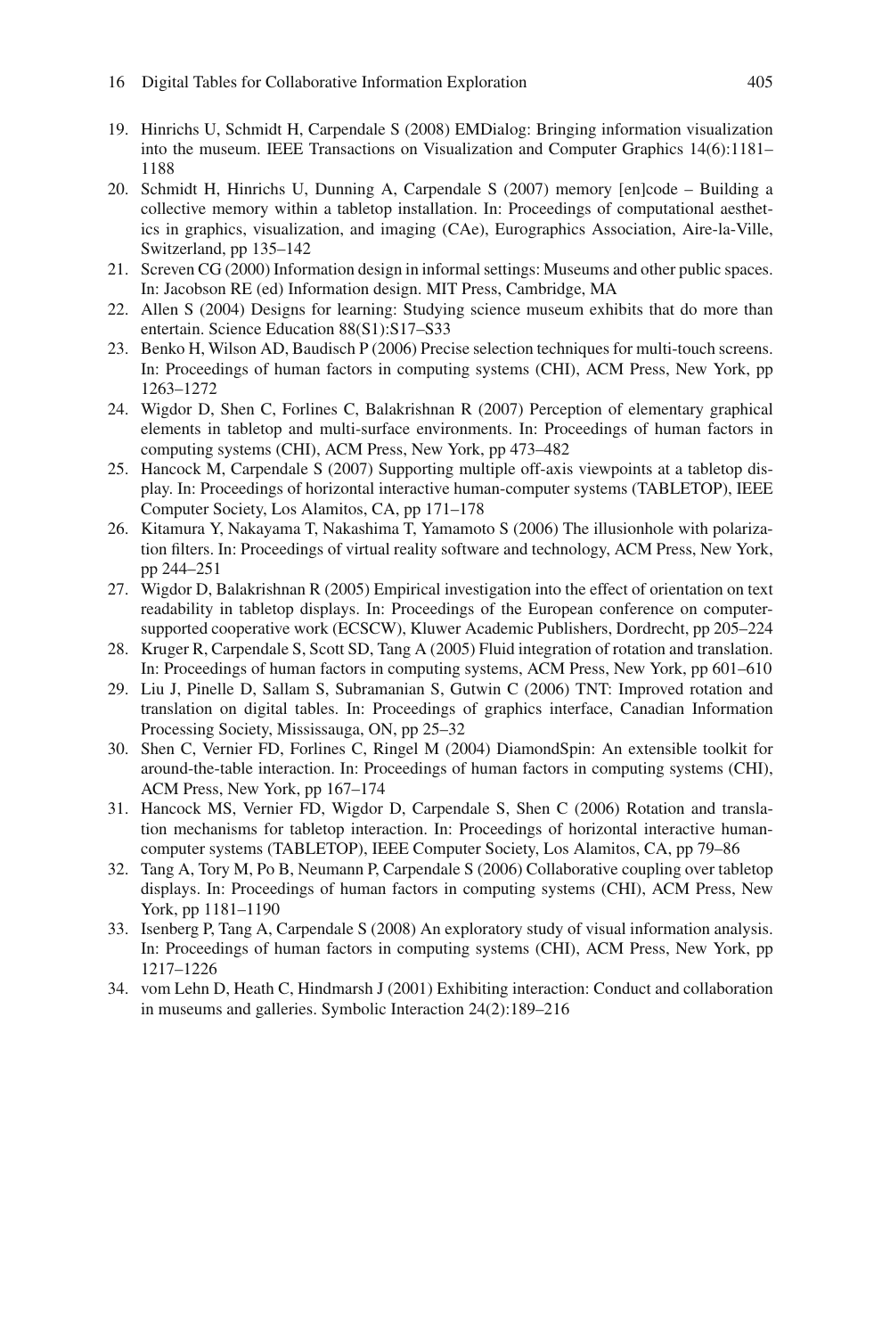19. Hinrichs U, Schmidt H, Carpendale S (2008) EMDialog: Bringing information visualization into the museum. IEEE Transactions on Visualization and Computer Graphics 14(6):1181–1188
20. Schmidt H, Hinrichs U, Dunning A, Carpendale S (2007) memory [en]code – Building a collective memory within a tabletop installation. In: Proceedings of computational aesthetics in graphics, visualization, and imaging (CAe), Eurographics Association, Aire-la-Ville, Switzerland, pp 135–142
21. Screven CG (2000) Information design in informal settings: Museums and other public spaces. In: Jacobson RE (ed) Information design. MIT Press, Cambridge, MA
22. Allen S (2004) Designs for learning: Studying science museum exhibits that do more than entertain. Science Education 88(S1):S17–S33
23. Benko H, Wilson AD, Baudisch P (2006) Precise selection techniques for multi-touch screens. In: Proceedings of human factors in computing systems (CHI), ACM Press, New York, pp 1263–1272
24. Wigdor D, Shen C, Forlines C, Balakrishnan R (2007) Perception of elementary graphical elements in tabletop and multi-surface environments. In: Proceedings of human factors in computing systems (CHI), ACM Press, New York, pp 473–482
25. Hancock M, Carpendale S (2007) Supporting multiple off-axis viewpoints at a tabletop display. In: Proceedings of horizontal interactive human-computer systems (TABLETOP), IEEE Computer Society, Los Alamitos, CA, pp 171–178
26. Kitamura Y, Nakayama T, Nakashima T, Yamamoto S (2006) The illusionhole with polarization filters. In: Proceedings of virtual reality software and technology, ACM Press, New York, pp 244–251
27. Wigdor D, Balakrishnan R (2005) Empirical investigation into the effect of orientation on text readability in tabletop displays. In: Proceedings of the European conference on computer-supported cooperative work (ECSCW), Kluwer Academic Publishers, Dordrecht, pp 205–224
28. Kruger R, Carpendale S, Scott SD, Tang A (2005) Fluid integration of rotation and translation. In: Proceedings of human factors in computing systems, ACM Press, New York, pp 601–610
29. Liu J, Pinelle D, Sallam S, Subramanian S, Gutwin C (2006) TNT: Improved rotation and translation on digital tables. In: Proceedings of graphics interface, Canadian Information Processing Society, Mississauga, ON, pp 25–32
30. Shen C, Vernier FD, Forlines C, Ringel M (2004) DiamondSpin: An extensible toolkit for around-the-table interaction. In: Proceedings of human factors in computing systems (CHI), ACM Press, New York, pp 167–174
31. Hancock MS, Vernier FD, Wigdor D, Carpendale S, Shen C (2006) Rotation and translation mechanisms for tabletop interaction. In: Proceedings of horizontal interactive human-computer systems (TABLETOP), IEEE Computer Society, Los Alamitos, CA, pp 79–86
32. Tang A, Tory M, Po B, Neumann P, Carpendale S (2006) Collaborative coupling over tabletop displays. In: Proceedings of human factors in computing systems (CHI), ACM Press, New York, pp 1181–1190
33. Isenberg P, Tang A, Carpendale S (2008) An exploratory study of visual information analysis. In: Proceedings of human factors in computing systems (CHI), ACM Press, New York, pp 1217–1226
34. vom Lehn D, Heath C, Hindmarsh J (2001) Exhibiting interaction: Conduct and collaboration in museums and galleries. Symbolic Interaction 24(2):189–216